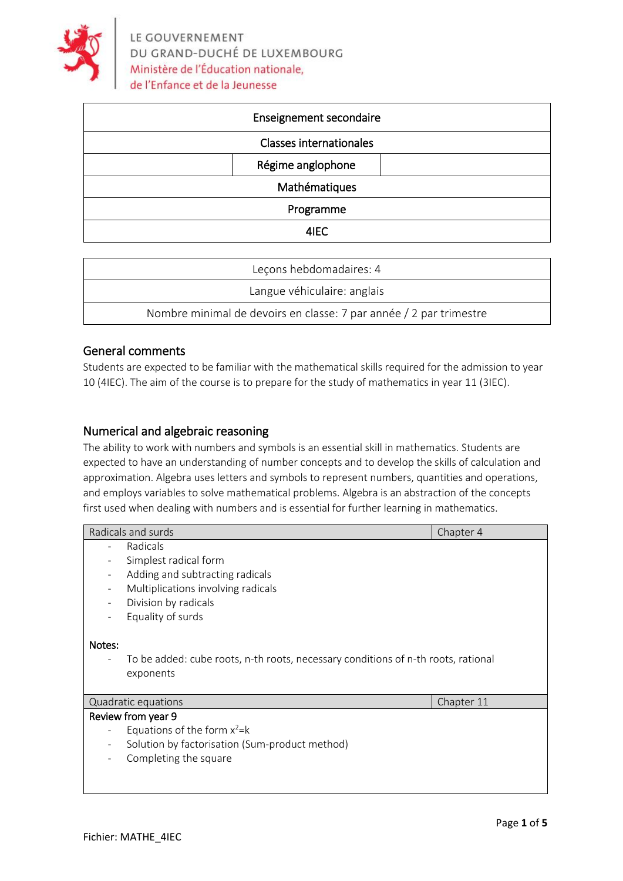LE GOUVERNEMENT
DU GRAND-DUCHÉ DE LUXEMBOURG
Ministère de l'Éducation nationale,
de l'Enfance et de la Jeunesse

| Enseignement secondaire |
|---|
| Classes internationales |
| Régime anglophone |
| Mathématiques |
| Programme |
| 4IEC |

| Leçons hebdomadaires: 4 |
|---|
| Langue véhiculaire: anglais |
| Nombre minimal de devoirs en classe: 7 par année / 2 par trimestre |

## General comments

Students are expected to be familiar with the mathematical skills required for the admission to year 10 (4IEC). The aim of the course is to prepare for the study of mathematics in year 11 (3IEC).

## Numerical and algebraic reasoning

The ability to work with numbers and symbols is an essential skill in mathematics. Students are expected to have an understanding of number concepts and to develop the skills of calculation and approximation. Algebra uses letters and symbols to represent numbers, quantities and operations, and employs variables to solve mathematical problems. Algebra is an abstraction of the concepts first used when dealing with numbers and is essential for further learning in mathematics.

| Radicals and surds | Chapter 4 |
|---|---|

- Radicals
- Simplest radical form
- Adding and subtracting radicals
- Multiplications involving radicals
- Division by radicals
- Equality of surds

**Notes:**

- To be added: cube roots, n-th roots, necessary conditions of n-th roots, rational exponents

| Quadratic equations | Chapter 11 |
|---|---|

**Review from year 9**

- Equations of the form $x^2=k$
- Solution by factorisation (Sum-product method)
- Completing the square

Fichier: MATHE_4IEC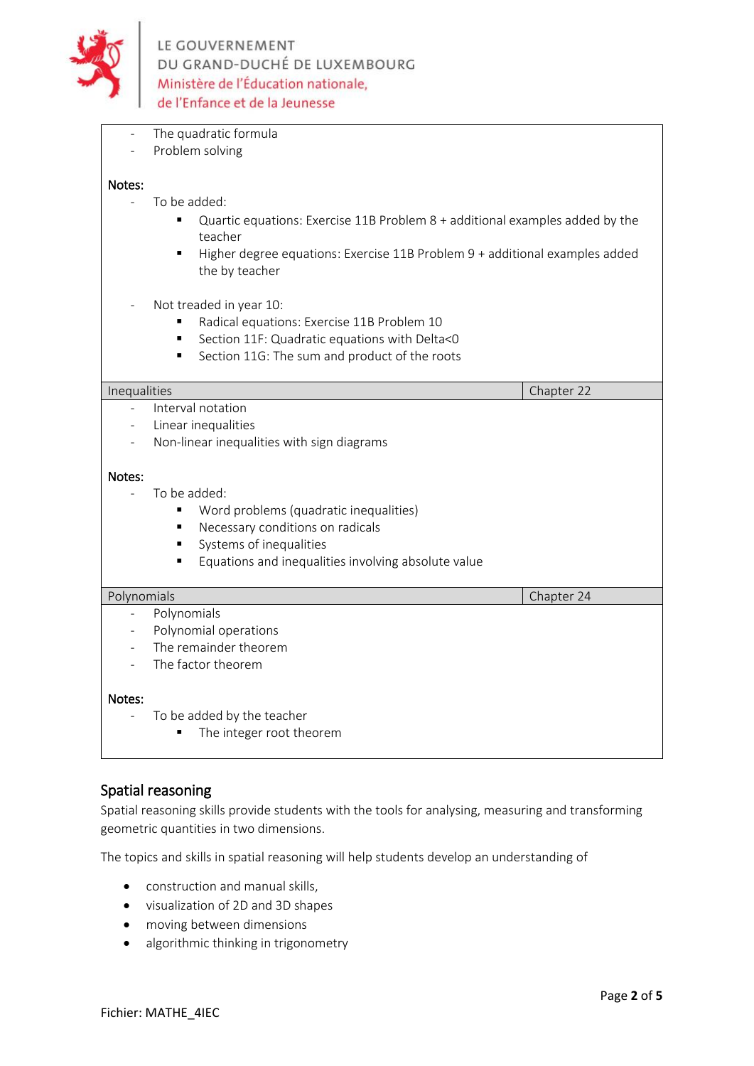- The quadratic formula
- Problem solving

**Notes:**

- To be added:
    - Quartic equations: Exercise 11B Problem 8 + additional examples added by the teacher
    - Higher degree equations: Exercise 11B Problem 9 + additional examples added the by teacher

- Not treaded in year 10:
    - Radical equations: Exercise 11B Problem 10
    - Section 11F: Quadratic equations with Delta<0
    - Section 11G: The sum and product of the roots

| Inequalities | Chapter 22 |
|---|---|

- Interval notation
- Linear inequalities
- Non-linear inequalities with sign diagrams

**Notes:**

- To be added:
    - Word problems (quadratic inequalities)
    - Necessary conditions on radicals
    - Systems of inequalities
    - Equations and inequalities involving absolute value

| Polynomials | Chapter 24 |
|---|---|

- Polynomials
- Polynomial operations
- The remainder theorem
- The factor theorem

**Notes:**

- To be added by the teacher
    - The integer root theorem

## Spatial reasoning

Spatial reasoning skills provide students with the tools for analysing, measuring and transforming geometric quantities in two dimensions.

The topics and skills in spatial reasoning will help students develop an understanding of

- construction and manual skills,
- visualization of 2D and 3D shapes
- moving between dimensions
- algorithmic thinking in trigonometry

Fichier: MATHE_4IEC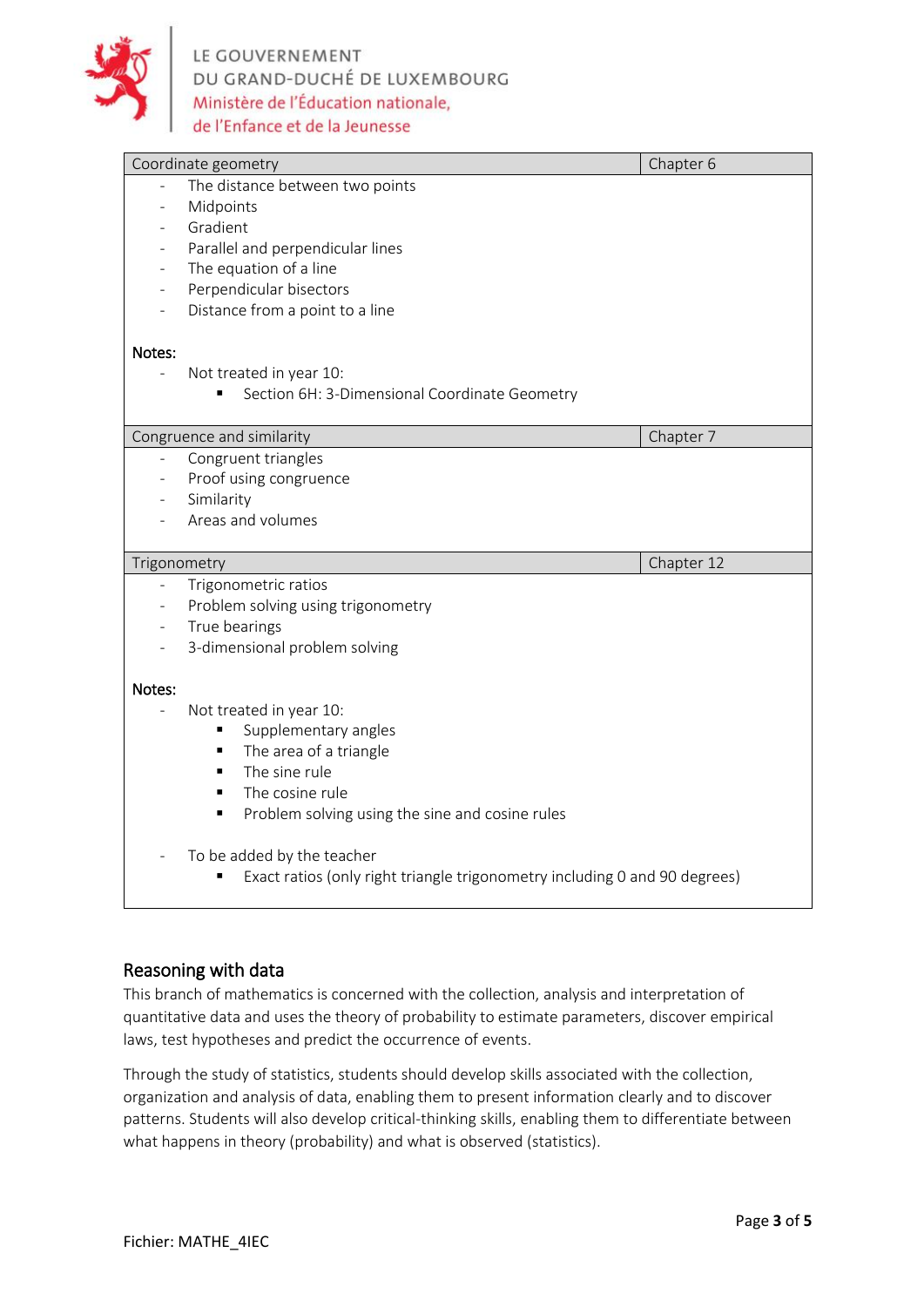| Coordinate geometry | Chapter 6 |
|---|---|
| - The distance between two points<br>- Midpoints<br>- Gradient<br>- Parallel and perpendicular lines<br>- The equation of a line<br>- Perpendicular bisectors<br>- Distance from a point to a line<br><br>**Notes:**<br>- Not treated in year 10:<br>  ▪ Section 6H: 3-Dimensional Coordinate Geometry | |

| Congruence and similarity | Chapter 7 |
|---|---|
| - Congruent triangles<br>- Proof using congruence<br>- Similarity<br>- Areas and volumes | |

| Trigonometry | Chapter 12 |
|---|---|
| - Trigonometric ratios<br>- Problem solving using trigonometry<br>- True bearings<br>- 3-dimensional problem solving<br><br>**Notes:**<br>- Not treated in year 10:<br>  ▪ Supplementary angles<br>  ▪ The area of a triangle<br>  ▪ The sine rule<br>  ▪ The cosine rule<br>  ▪ Problem solving using the sine and cosine rules<br><br>- To be added by the teacher<br>  ▪ Exact ratios (only right triangle trigonometry including 0 and 90 degrees) | |

## Reasoning with data

This branch of mathematics is concerned with the collection, analysis and interpretation of quantitative data and uses the theory of probability to estimate parameters, discover empirical laws, test hypotheses and predict the occurrence of events.

Through the study of statistics, students should develop skills associated with the collection, organization and analysis of data, enabling them to present information clearly and to discover patterns. Students will also develop critical-thinking skills, enabling them to differentiate between what happens in theory (probability) and what is observed (statistics).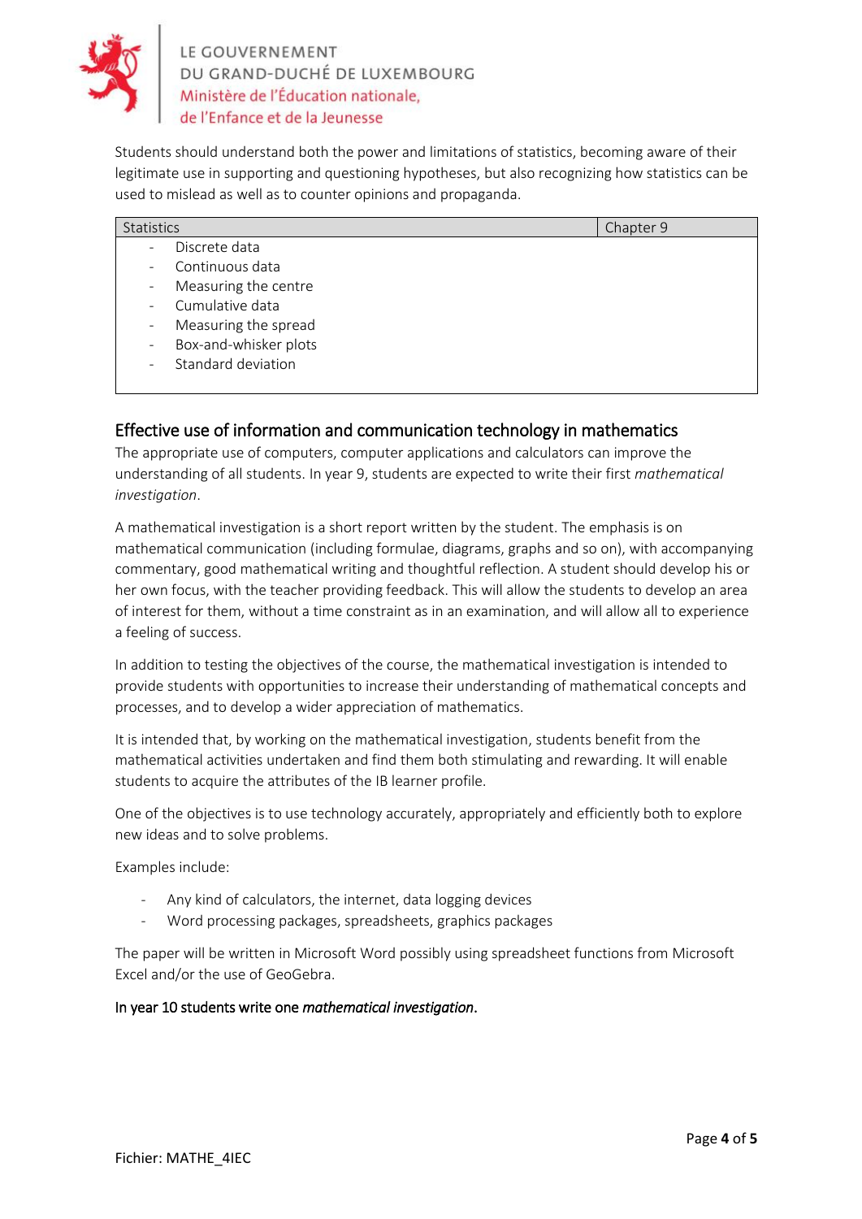Students should understand both the power and limitations of statistics, becoming aware of their legitimate use in supporting and questioning hypotheses, but also recognizing how statistics can be used to mislead as well as to counter opinions and propaganda.

| Statistics | Chapter 9 |
|---|---|
| - Discrete data<br>- Continuous data<br>- Measuring the centre<br>- Cumulative data<br>- Measuring the spread<br>- Box-and-whisker plots<br>- Standard deviation | |

## Effective use of information and communication technology in mathematics

The appropriate use of computers, computer applications and calculators can improve the understanding of all students. In year 9, students are expected to write their first *mathematical investigation*.

A mathematical investigation is a short report written by the student. The emphasis is on mathematical communication (including formulae, diagrams, graphs and so on), with accompanying commentary, good mathematical writing and thoughtful reflection. A student should develop his or her own focus, with the teacher providing feedback. This will allow the students to develop an area of interest for them, without a time constraint as in an examination, and will allow all to experience a feeling of success.

In addition to testing the objectives of the course, the mathematical investigation is intended to provide students with opportunities to increase their understanding of mathematical concepts and processes, and to develop a wider appreciation of mathematics.

It is intended that, by working on the mathematical investigation, students benefit from the mathematical activities undertaken and find them both stimulating and rewarding. It will enable students to acquire the attributes of the IB learner profile.

One of the objectives is to use technology accurately, appropriately and efficiently both to explore new ideas and to solve problems.

Examples include:

- Any kind of calculators, the internet, data logging devices
- Word processing packages, spreadsheets, graphics packages

The paper will be written in Microsoft Word possibly using spreadsheet functions from Microsoft Excel and/or the use of GeoGebra.

In year 10 students write one *mathematical investigation*.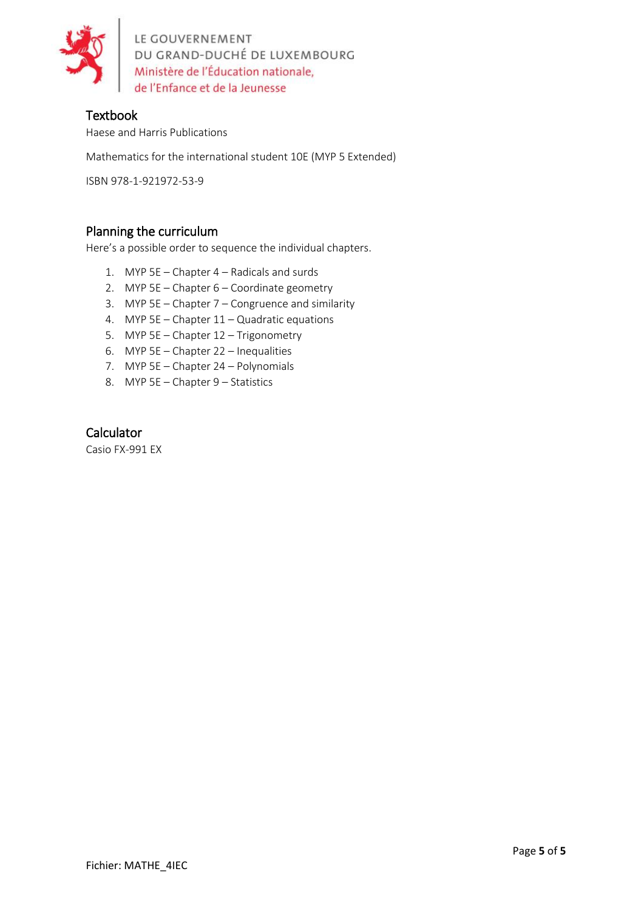## Textbook

Haese and Harris Publications

Mathematics for the international student 10E (MYP 5 Extended)

ISBN 978-1-921972-53-9

## Planning the curriculum

Here's a possible order to sequence the individual chapters.

1. MYP 5E – Chapter 4 – Radicals and surds
2. MYP 5E – Chapter 6 – Coordinate geometry
3. MYP 5E – Chapter 7 – Congruence and similarity
4. MYP 5E – Chapter 11 – Quadratic equations
5. MYP 5E – Chapter 12 – Trigonometry
6. MYP 5E – Chapter 22 – Inequalities
7. MYP 5E – Chapter 24 – Polynomials
8. MYP 5E – Chapter 9 – Statistics

## Calculator

Casio FX-991 EX